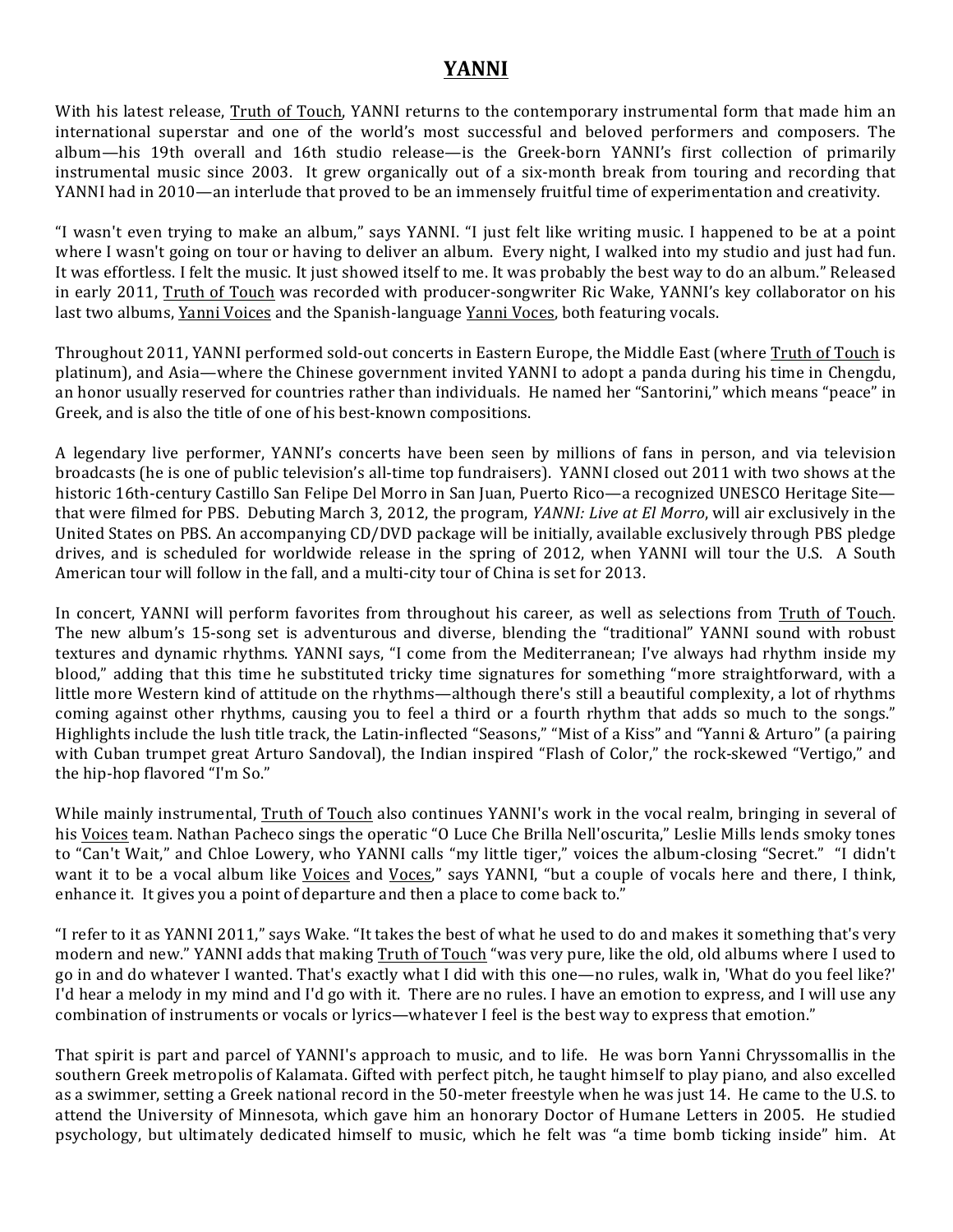# YANNI

With his latest release, Truth of Touch, YANNI returns to the contemporary instrumental form that made him an international superstar and one of the world's most successful and beloved performers and composers. The album—his 19th overall and 16th studio release—is the Greek-born YANNI's first collection of primarily instrumental music since 2003. It grew organically out of a six-month break from touring and recording that YANNI had in 2010—an interlude that proved to be an immensely fruitful time of experimentation and creativity.

"I wasn't even trying to make an album," says YANNI. "I just felt like writing music. I happened to be at a point where I wasn't going on tour or having to deliver an album. Every night, I walked into my studio and just had fun. It was effortless. I felt the music. It just showed itself to me. It was probably the best way to do an album." Released in early 2011, Truth of Touch was recorded with producer-songwriter Ric Wake, YANNI's key collaborator on his last two albums, Yanni Voices and the Spanish-language Yanni Voces, both featuring vocals.

Throughout 2011, YANNI performed sold-out concerts in Eastern Europe, the Middle East (where Truth of Touch is platinum), and Asia—where the Chinese government invited YANNI to adopt a panda during his time in Chengdu, an honor usually reserved for countries rather than individuals. He named her "Santorini," which means "peace" in Greek, and is also the title of one of his best-known compositions.

A legendary live performer, YANNI's concerts have been seen by millions of fans in person, and via television broadcasts (he is one of public television's all-time top fundraisers). YANNI closed out 2011 with two shows at the historic 16th-century Castillo San Felipe Del Morro in San Juan, Puerto Rico—a recognized UNESCO Heritage Site—that were filmed for PBS. Debuting March 3, 2012, the program, *YANNI: Live at El Morro*, will air exclusively in the United States on PBS. An accompanying CD/DVD package will be initially, available exclusively through PBS pledge drives, and is scheduled for worldwide release in the spring of 2012, when YANNI will tour the U.S. A South American tour will follow in the fall, and a multi-city tour of China is set for 2013.

In concert, YANNI will perform favorites from throughout his career, as well as selections from Truth of Touch. The new album's 15-song set is adventurous and diverse, blending the "traditional" YANNI sound with robust textures and dynamic rhythms. YANNI says, "I come from the Mediterranean; I've always had rhythm inside my blood," adding that this time he substituted tricky time signatures for something "more straightforward, with a little more Western kind of attitude on the rhythms—although there's still a beautiful complexity, a lot of rhythms coming against other rhythms, causing you to feel a third or a fourth rhythm that adds so much to the songs." Highlights include the lush title track, the Latin-inflected "Seasons," "Mist of a Kiss" and "Yanni & Arturo" (a pairing with Cuban trumpet great Arturo Sandoval), the Indian inspired "Flash of Color," the rock-skewed "Vertigo," and the hip-hop flavored "I'm So."

While mainly instrumental, Truth of Touch also continues YANNI's work in the vocal realm, bringing in several of his Voices team. Nathan Pacheco sings the operatic "O Luce Che Brilla Nell'oscurita," Leslie Mills lends smoky tones to "Can't Wait," and Chloe Lowery, who YANNI calls "my little tiger," voices the album-closing "Secret." "I didn't want it to be a vocal album like Voices and Voces," says YANNI, "but a couple of vocals here and there, I think, enhance it. It gives you a point of departure and then a place to come back to."

"I refer to it as YANNI 2011," says Wake. "It takes the best of what he used to do and makes it something that's very modern and new." YANNI adds that making Truth of Touch "was very pure, like the old, old albums where I used to go in and do whatever I wanted. That's exactly what I did with this one—no rules, walk in, 'What do you feel like?' I'd hear a melody in my mind and I'd go with it. There are no rules. I have an emotion to express, and I will use any combination of instruments or vocals or lyrics—whatever I feel is the best way to express that emotion."

That spirit is part and parcel of YANNI's approach to music, and to life. He was born Yanni Chryssomallis in the southern Greek metropolis of Kalamata. Gifted with perfect pitch, he taught himself to play piano, and also excelled as a swimmer, setting a Greek national record in the 50-meter freestyle when he was just 14. He came to the U.S. to attend the University of Minnesota, which gave him an honorary Doctor of Humane Letters in 2005. He studied psychology, but ultimately dedicated himself to music, which he felt was "a time bomb ticking inside" him. At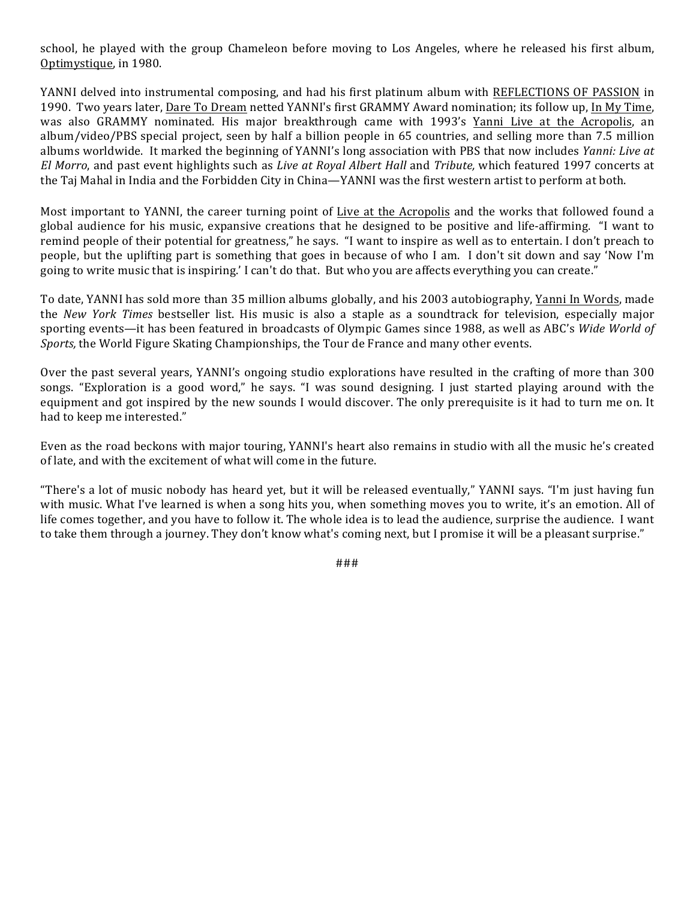school, he played with the group Chameleon before moving to Los Angeles, where he released his first album, Optimystique, in 1980.

YANNI delved into instrumental composing, and had his first platinum album with REFLECTIONS OF PASSION in 1990. Two years later, Dare To Dream netted YANNI's first GRAMMY Award nomination; its follow up, In My Time, was also GRAMMY nominated. His major breakthrough came with 1993's Yanni Live at the Acropolis, an album/video/PBS special project, seen by half a billion people in 65 countries, and selling more than 7.5 million albums worldwide. It marked the beginning of YANNI's long association with PBS that now includes *Yanni: Live at El Morro*, and past event highlights such as *Live at Royal Albert Hall* and *Tribute,* which featured 1997 concerts at the Taj Mahal in India and the Forbidden City in China—YANNI was the first western artist to perform at both.

Most important to YANNI, the career turning point of Live at the Acropolis and the works that followed found a global audience for his music, expansive creations that he designed to be positive and life-affirming. "I want to remind people of their potential for greatness," he says. "I want to inspire as well as to entertain. I don't preach to people, but the uplifting part is something that goes in because of who I am. I don't sit down and say 'Now I'm going to write music that is inspiring.' I can't do that. But who you are affects everything you can create."

To date, YANNI has sold more than 35 million albums globally, and his 2003 autobiography, Yanni In Words, made the *New York Times* bestseller list. His music is also a staple as a soundtrack for television, especially major sporting events—it has been featured in broadcasts of Olympic Games since 1988, as well as ABC's *Wide World of Sports,* the World Figure Skating Championships, the Tour de France and many other events.

Over the past several years, YANNI's ongoing studio explorations have resulted in the crafting of more than 300 songs. "Exploration is a good word," he says. "I was sound designing. I just started playing around with the equipment and got inspired by the new sounds I would discover. The only prerequisite is it had to turn me on. It had to keep me interested."

Even as the road beckons with major touring, YANNI's heart also remains in studio with all the music he's created of late, and with the excitement of what will come in the future.

"There's a lot of music nobody has heard yet, but it will be released eventually," YANNI says. "I'm just having fun with music. What I've learned is when a song hits you, when something moves you to write, it's an emotion. All of life comes together, and you have to follow it. The whole idea is to lead the audience, surprise the audience. I want to take them through a journey. They don't know what's coming next, but I promise it will be a pleasant surprise."

###